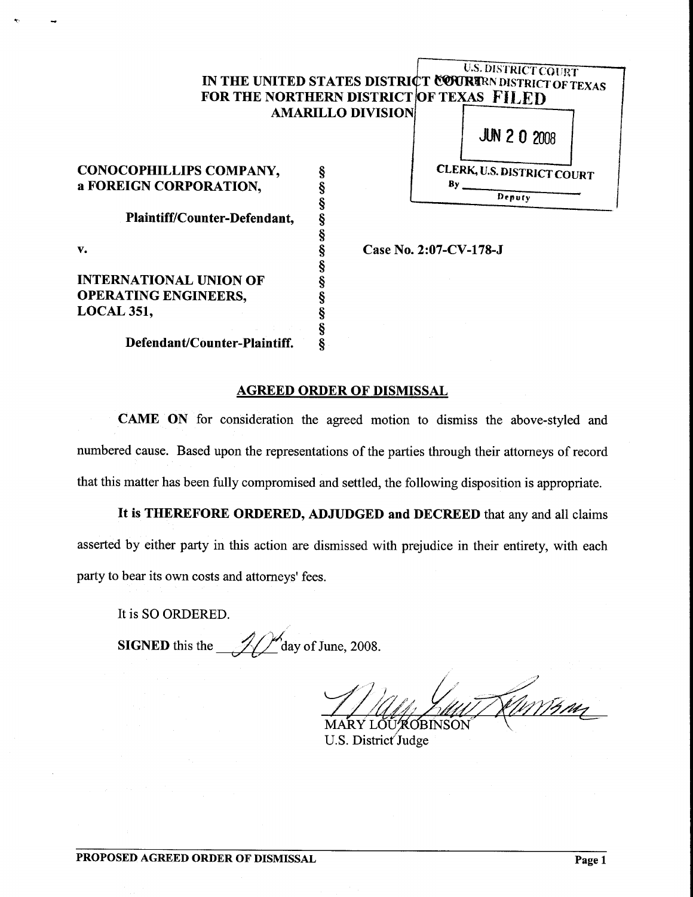U.S. DISTRICT COURT
NORTHERN DISTRICT OF TEXAS
**FILED**
JUN 20 2008
CLERK, U.S. DISTRICT COURT
By ______________
Deputy

**IN THE UNITED STATES DISTRICT COURT**
**FOR THE NORTHERN DISTRICT OF TEXAS**
**AMARILLO DIVISION**

| | | |
|---|---|---|
| **CONOCOPHILLIPS COMPANY, a FOREIGN CORPORATION,** | § | |
| | § | |
| **Plaintiff/Counter-Defendant,** | § | |
| | § | |
| **v.** | § | **Case No. 2:07-CV-178-J** |
| | § | |
| **INTERNATIONAL UNION OF OPERATING ENGINEERS, LOCAL 351,** | § | |
| | § | |
| **Defendant/Counter-Plaintiff.** | § | |

## AGREED ORDER OF DISMISSAL

**CAME ON** for consideration the agreed motion to dismiss the above-styled and numbered cause. Based upon the representations of the parties through their attorneys of record that this matter has been fully compromised and settled, the following disposition is appropriate.

**It is THEREFORE ORDERED, ADJUDGED and DECREED** that any and all claims asserted by either party in this action are dismissed with prejudice in their entirety, with each party to bear its own costs and attorneys' fees.

It is SO ORDERED.

**SIGNED** this the 20th day of June, 2008.

MARY LOU ROBINSON
U.S. District Judge

**PROPOSED AGREED ORDER OF DISMISSAL**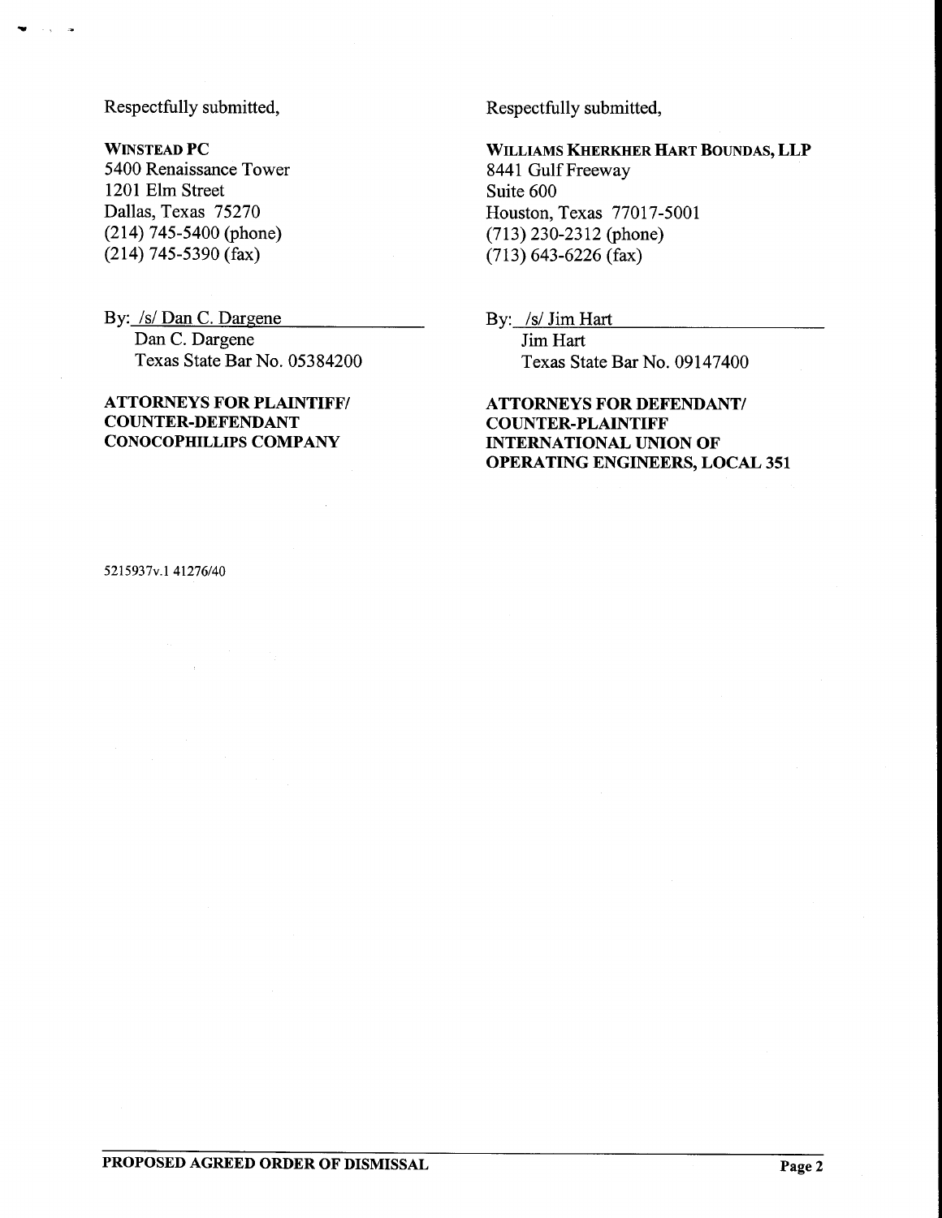Respectfully submitted,

**WINSTEAD PC**
5400 Renaissance Tower
1201 Elm Street
Dallas, Texas 75270
(214) 745-5400 (phone)
(214) 745-5390 (fax)

By: /s/ Dan C. Dargene
Dan C. Dargene
Texas State Bar No. 05384200

**ATTORNEYS FOR PLAINTIFF/ COUNTER-DEFENDANT CONOCOPHILLIPS COMPANY**

Respectfully submitted,

**WILLIAMS KHERKHER HART BOUNDAS, LLP**
8441 Gulf Freeway
Suite 600
Houston, Texas 77017-5001
(713) 230-2312 (phone)
(713) 643-6226 (fax)

By: /s/ Jim Hart
Jim Hart
Texas State Bar No. 09147400

**ATTORNEYS FOR DEFENDANT/ COUNTER-PLAINTIFF INTERNATIONAL UNION OF OPERATING ENGINEERS, LOCAL 351**

5215937v.1 41276/40

**PROPOSED AGREED ORDER OF DISMISSAL**